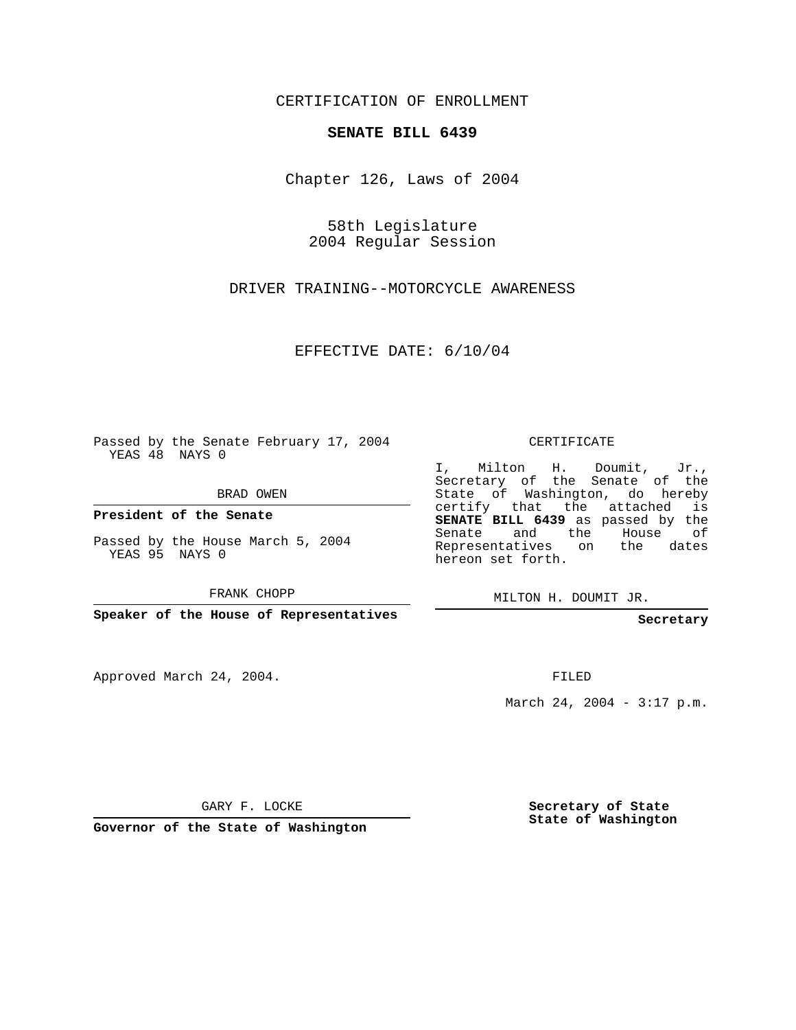CERTIFICATION OF ENROLLMENT

**SENATE BILL 6439**

Chapter 126, Laws of 2004

58th Legislature
2004 Regular Session

DRIVER TRAINING--MOTORCYCLE AWARENESS

EFFECTIVE DATE: 6/10/04

Passed by the Senate February 17, 2004
YEAS 48 NAYS 0

BRAD OWEN

**President of the Senate**

Passed by the House March 5, 2004
YEAS 95 NAYS 0

FRANK CHOPP

**Speaker of the House of Representatives**

Approved March 24, 2004.

GARY F. LOCKE

**Governor of the State of Washington**

CERTIFICATE

I, Milton H. Doumit, Jr., Secretary of the Senate of the State of Washington, do hereby certify that the attached is **SENATE BILL 6439** as passed by the Senate and the House of Representatives on the dates hereon set forth.

MILTON H. DOUMIT JR.

**Secretary**

FILED

March 24, 2004 - 3:17 p.m.

**Secretary of State**
**State of Washington**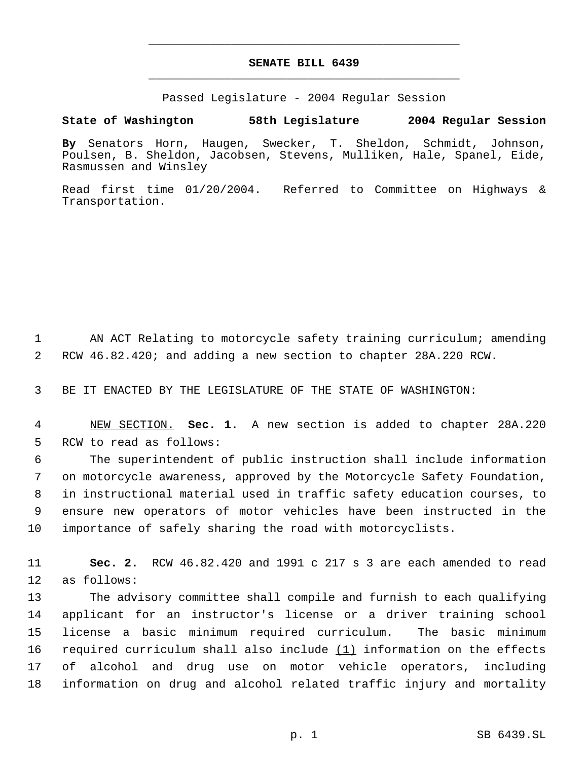# SENATE BILL 6439

Passed Legislature - 2004 Regular Session

**State of Washington 58th Legislature 2004 Regular Session**

**By** Senators Horn, Haugen, Swecker, T. Sheldon, Schmidt, Johnson, Poulsen, B. Sheldon, Jacobsen, Stevens, Mulliken, Hale, Spanel, Eide, Rasmussen and Winsley

Read first time 01/20/2004. Referred to Committee on Highways & Transportation.

AN ACT Relating to motorcycle safety training curriculum; amending RCW 46.82.420; and adding a new section to chapter 28A.220 RCW.

BE IT ENACTED BY THE LEGISLATURE OF THE STATE OF WASHINGTON:

NEW SECTION. **Sec. 1.** A new section is added to chapter 28A.220 RCW to read as follows:

The superintendent of public instruction shall include information on motorcycle awareness, approved by the Motorcycle Safety Foundation, in instructional material used in traffic safety education courses, to ensure new operators of motor vehicles have been instructed in the importance of safely sharing the road with motorcyclists.

**Sec. 2.** RCW 46.82.420 and 1991 c 217 s 3 are each amended to read as follows:

The advisory committee shall compile and furnish to each qualifying applicant for an instructor's license or a driver training school license a basic minimum required curriculum. The basic minimum required curriculum shall also include (1) information on the effects of alcohol and drug use on motor vehicle operators, including information on drug and alcohol related traffic injury and mortality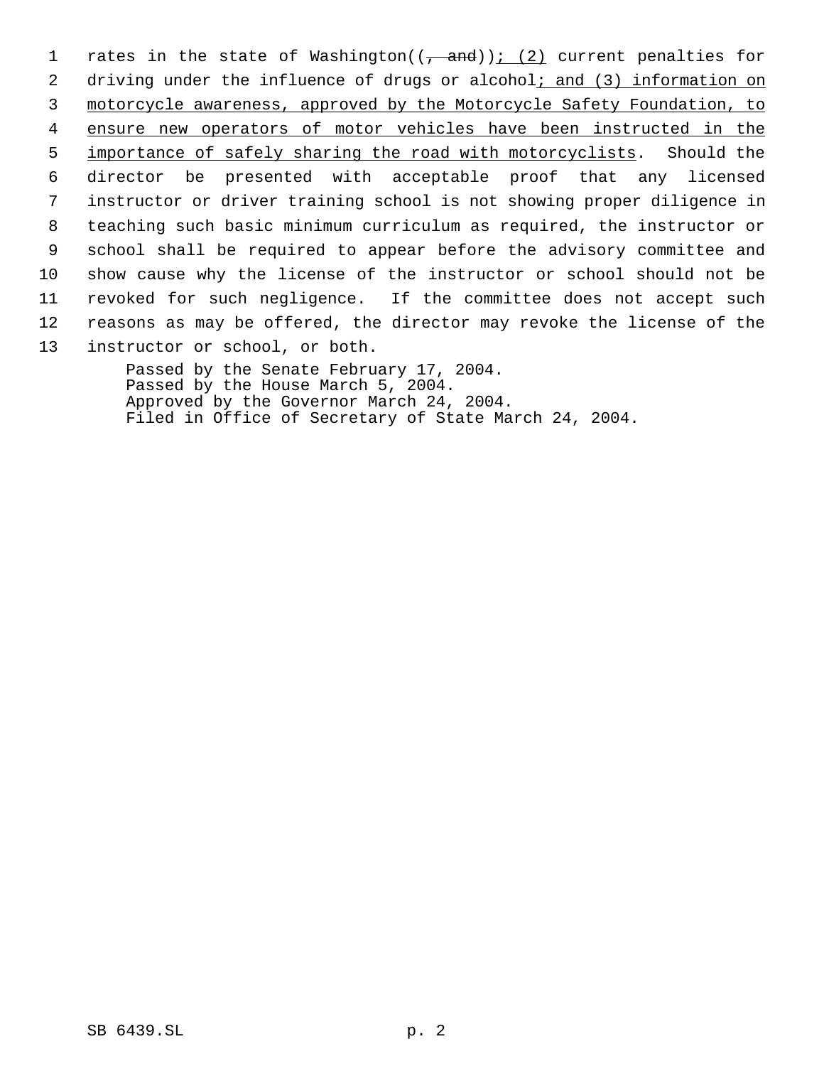rates in the state of Washington((~~, and~~)); (2) current penalties for driving under the influence of drugs or alcohol; and (3) information on motorcycle awareness, approved by the Motorcycle Safety Foundation, to ensure new operators of motor vehicles have been instructed in the importance of safely sharing the road with motorcyclists. Should the director be presented with acceptable proof that any licensed instructor or driver training school is not showing proper diligence in teaching such basic minimum curriculum as required, the instructor or school shall be required to appear before the advisory committee and show cause why the license of the instructor or school should not be revoked for such negligence. If the committee does not accept such reasons as may be offered, the director may revoke the license of the instructor or school, or both.

Passed by the Senate February 17, 2004.
Passed by the House March 5, 2004.
Approved by the Governor March 24, 2004.
Filed in Office of Secretary of State March 24, 2004.